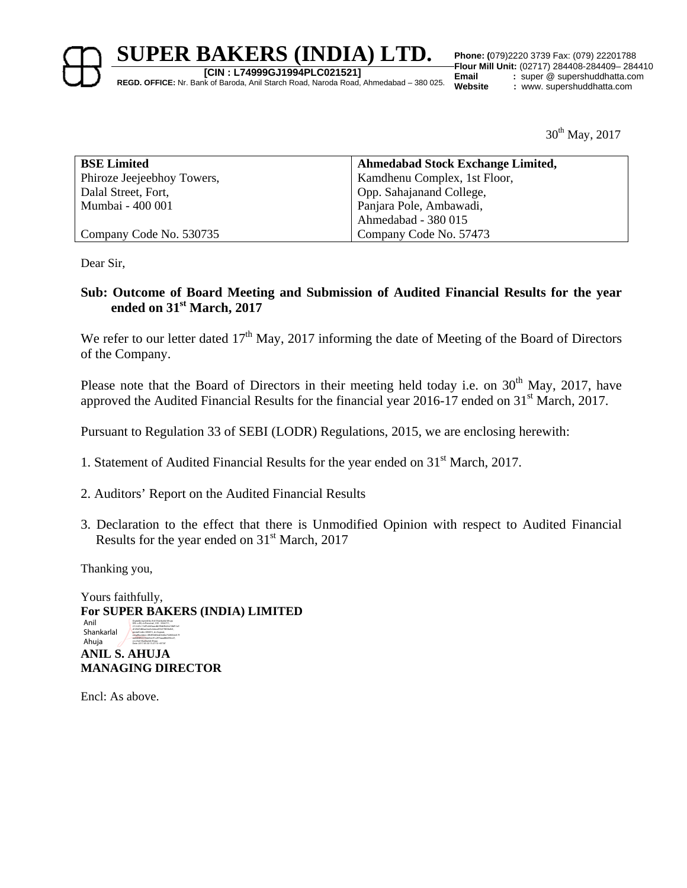# SUPER BAKERS (INDIA) LTD.

**[CIN : L74999GJ1994PLC021521]**

**REGD. OFFICE:** Nr. Bank of Baroda, Anil Starch Road, Naroda Road, Ahmedabad – 380 025.

**Phone: (**079)2220 3739 Fax: (079) 22201788
**Flour Mill Unit:** (02717) 284408-284409– 284410
**Email** : super @ supershuddhatta.com
**Website** : www. supershuddhatta.com

30th May, 2017

| **BSE Limited** | **Ahmedabad Stock Exchange Limited,** |
|---|---|
| Phiroze Jeejeebhoy Towers, | Kamdhenu Complex, 1st Floor, |
| Dalal Street, Fort, | Opp. Sahajanand College, |
| Mumbai - 400 001 | Panjara Pole, Ambawadi, |
| | Ahmedabad - 380 015 |
| Company Code No. 530735 | Company Code No. 57473 |

Dear Sir,

**Sub: Outcome of Board Meeting and Submission of Audited Financial Results for the year ended on 31st March, 2017**

We refer to our letter dated 17th May, 2017 informing the date of Meeting of the Board of Directors of the Company.

Please note that the Board of Directors in their meeting held today i.e. on 30th May, 2017, have approved the Audited Financial Results for the financial year 2016-17 ended on 31st March, 2017.

Pursuant to Regulation 33 of SEBI (LODR) Regulations, 2015, we are enclosing herewith:

1. Statement of Audited Financial Results for the year ended on 31st March, 2017.

2. Auditors' Report on the Audited Financial Results

3. Declaration to the effect that there is Unmodified Opinion with respect to Audited Financial Results for the year ended on 31st March, 2017

Thanking you,

Yours faithfully,
**For SUPER BAKERS (INDIA) LIMITED**

Anil Shankarlal Ahuja

**ANIL S. AHUJA**
**MANAGING DIRECTOR**

Encl: As above.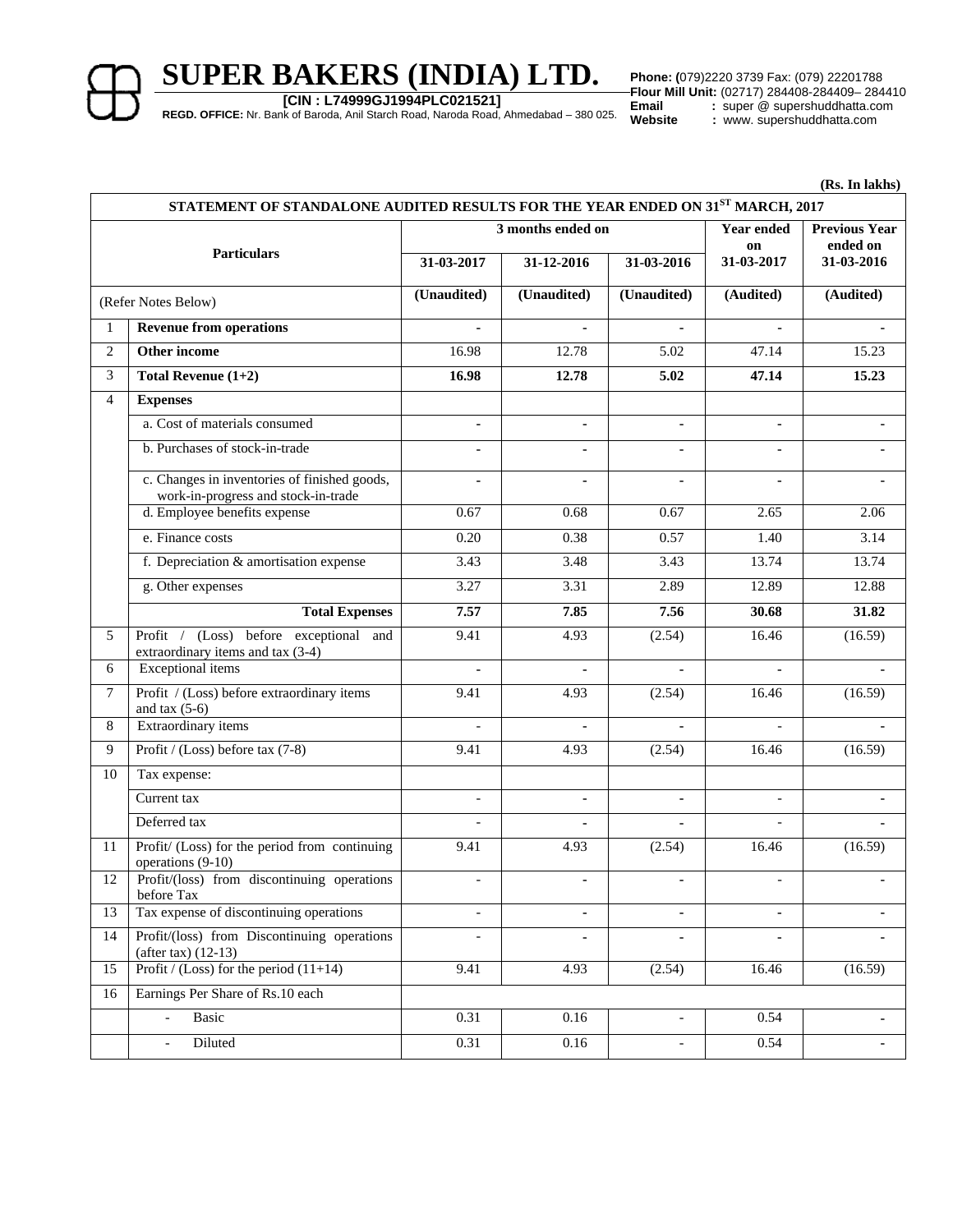# SUPER BAKERS (INDIA) LTD.

**[CIN : L74999GJ1994PLC021521]**

**REGD. OFFICE:** Nr. Bank of Baroda, Anil Starch Road, Naroda Road, Ahmedabad – 380 025.

**Phone: (**079)2220 3739 Fax: (079) 22201788
**Flour Mill Unit:** (02717) 284408-284409– 284410
**Email** : super @ supershuddhatta.com
**Website** : www. supershuddhatta.com

**(Rs. In lakhs)**

**STATEMENT OF STANDALONE AUDITED RESULTS FOR THE YEAR ENDED ON 31ST MARCH, 2017**

| | Particulars | 3 months ended on | | | Year ended on | Previous Year ended on |
|---|---|---|---|---|---|---|
| | | 31-03-2017 | 31-12-2016 | 31-03-2016 | 31-03-2017 | 31-03-2016 |
| | (Refer Notes Below) | (Unaudited) | (Unaudited) | (Unaudited) | (Audited) | (Audited) |
| 1 | **Revenue from operations** | - | - | - | - | - |
| 2 | **Other income** | 16.98 | 12.78 | 5.02 | 47.14 | 15.23 |
| 3 | **Total Revenue (1+2)** | **16.98** | **12.78** | **5.02** | **47.14** | **15.23** |
| 4 | **Expenses** | | | | | |
| | a. Cost of materials consumed | - | - | - | - | - |
| | b. Purchases of stock-in-trade | - | - | - | - | - |
| | c. Changes in inventories of finished goods, work-in-progress and stock-in-trade | - | - | - | - | - |
| | d. Employee benefits expense | 0.67 | 0.68 | 0.67 | 2.65 | 2.06 |
| | e. Finance costs | 0.20 | 0.38 | 0.57 | 1.40 | 3.14 |
| | f. Depreciation & amortisation expense | 3.43 | 3.48 | 3.43 | 13.74 | 13.74 |
| | g. Other expenses | 3.27 | 3.31 | 2.89 | 12.89 | 12.88 |
| | **Total Expenses** | **7.57** | **7.85** | **7.56** | **30.68** | **31.82** |
| 5 | Profit / (Loss) before exceptional and extraordinary items and tax (3-4) | 9.41 | 4.93 | (2.54) | 16.46 | (16.59) |
| 6 | Exceptional items | - | - | - | - | - |
| 7 | Profit / (Loss) before extraordinary items and tax (5-6) | 9.41 | 4.93 | (2.54) | 16.46 | (16.59) |
| 8 | Extraordinary items | - | - | - | - | - |
| 9 | Profit / (Loss) before tax (7-8) | 9.41 | 4.93 | (2.54) | 16.46 | (16.59) |
| 10 | Tax expense: | | | | | |
| | Current tax | - | - | - | - | - |
| | Deferred tax | - | - | - | - | - |
| 11 | Profit/ (Loss) for the period from continuing operations (9-10) | 9.41 | 4.93 | (2.54) | 16.46 | (16.59) |
| 12 | Profit/(loss) from discontinuing operations before Tax | - | - | - | - | - |
| 13 | Tax expense of discontinuing operations | - | - | - | - | - |
| 14 | Profit/(loss) from Discontinuing operations (after tax) (12-13) | - | - | - | - | - |
| 15 | Profit / (Loss) for the period (11+14) | 9.41 | 4.93 | (2.54) | 16.46 | (16.59) |
| 16 | Earnings Per Share of Rs.10 each | | | | | |
| | - Basic | 0.31 | 0.16 | - | 0.54 | - |
| | - Diluted | 0.31 | 0.16 | - | 0.54 | - |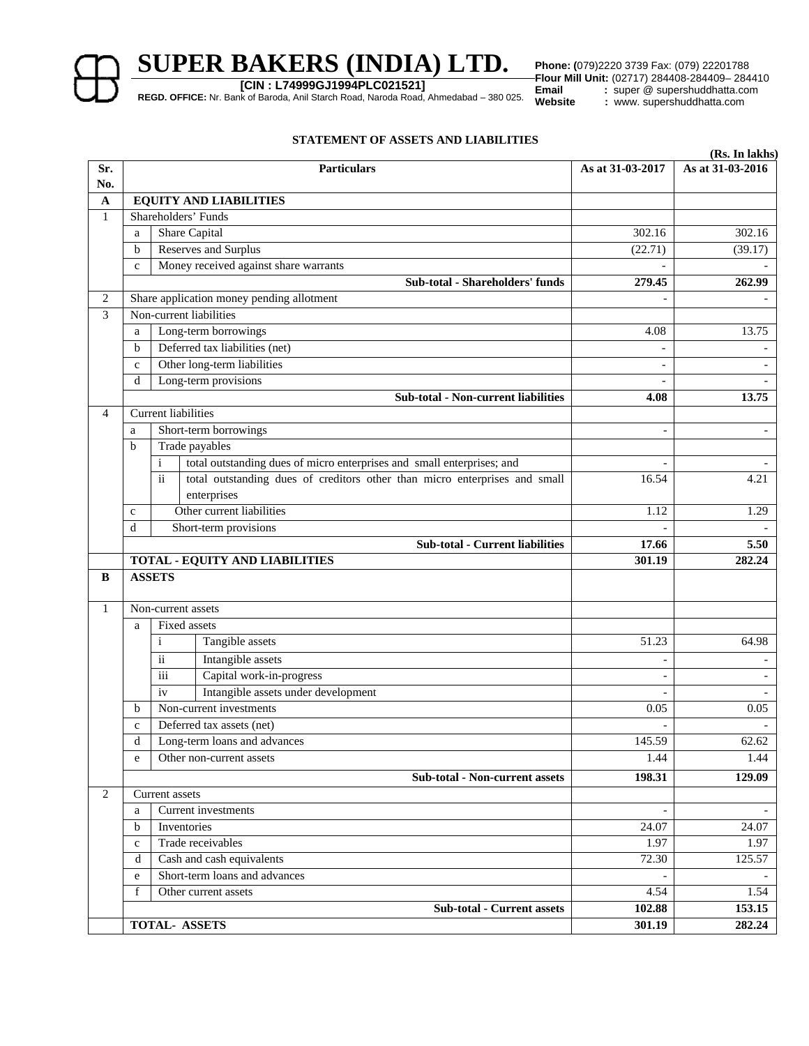# SUPER BAKERS (INDIA) LTD.

**[CIN : L74999GJ1994PLC021521]**

**REGD. OFFICE:** Nr. Bank of Baroda, Anil Starch Road, Naroda Road, Ahmedabad – 380 025.

**Phone: (**079)2220 3739 Fax: (079) 22201788
**Flour Mill Unit:** (02717) 284408-284409– 284410
**Email** : super @ supershuddhatta.com
**Website** : www. supershuddhatta.com

**STATEMENT OF ASSETS AND LIABILITIES**

**(Rs. In lakhs)**

| Sr. No. | | | Particulars | As at 31-03-2017 | As at 31-03-2016 |
|---|---|---|---|---|---|
| **A** | **EQUITY AND LIABILITIES** | | | | |
| 1 | Shareholders' Funds | | | | |
| | a | | Share Capital | 302.16 | 302.16 |
| | b | | Reserves and Surplus | (22.71) | (39.17) |
| | c | | Money received against share warrants | - | - |
| | | | **Sub-total - Shareholders' funds** | **279.45** | **262.99** |
| 2 | Share application money pending allotment | | | - | - |
| 3 | Non-current liabilities | | | | |
| | a | | Long-term borrowings | 4.08 | 13.75 |
| | b | | Deferred tax liabilities (net) | - | - |
| | c | | Other long-term liabilities | - | - |
| | d | | Long-term provisions | - | - |
| | | | **Sub-total - Non-current liabilities** | **4.08** | **13.75** |
| 4 | Current liabilities | | | | |
| | a | | Short-term borrowings | - | - |
| | b | | Trade payables | | |
| | | i | total outstanding dues of micro enterprises and small enterprises; and | - | - |
| | | ii | total outstanding dues of creditors other than micro enterprises and small enterprises | 16.54 | 4.21 |
| | c | | Other current liabilities | 1.12 | 1.29 |
| | d | | Short-term provisions | - | - |
| | | | **Sub-total - Current liabilities** | **17.66** | **5.50** |
| | **TOTAL - EQUITY AND LIABILITIES** | | | **301.19** | **282.24** |
| **B** | **ASSETS** | | | | |
| 1 | Non-current assets | | | | |
| | a | | Fixed assets | | |
| | | i | Tangible assets | 51.23 | 64.98 |
| | | ii | Intangible assets | - | - |
| | | iii | Capital work-in-progress | - | - |
| | | iv | Intangible assets under development | - | - |
| | b | | Non-current investments | 0.05 | 0.05 |
| | c | | Deferred tax assets (net) | - | - |
| | d | | Long-term loans and advances | 145.59 | 62.62 |
| | e | | Other non-current assets | 1.44 | 1.44 |
| | | | **Sub-total - Non-current assets** | **198.31** | **129.09** |
| 2 | Current assets | | | | |
| | a | | Current investments | - | - |
| | b | | Inventories | 24.07 | 24.07 |
| | c | | Trade receivables | 1.97 | 1.97 |
| | d | | Cash and cash equivalents | 72.30 | 125.57 |
| | e | | Short-term loans and advances | - | - |
| | f | | Other current assets | 4.54 | 1.54 |
| | | | **Sub-total - Current assets** | **102.88** | **153.15** |
| | **TOTAL- ASSETS** | | | **301.19** | **282.24** |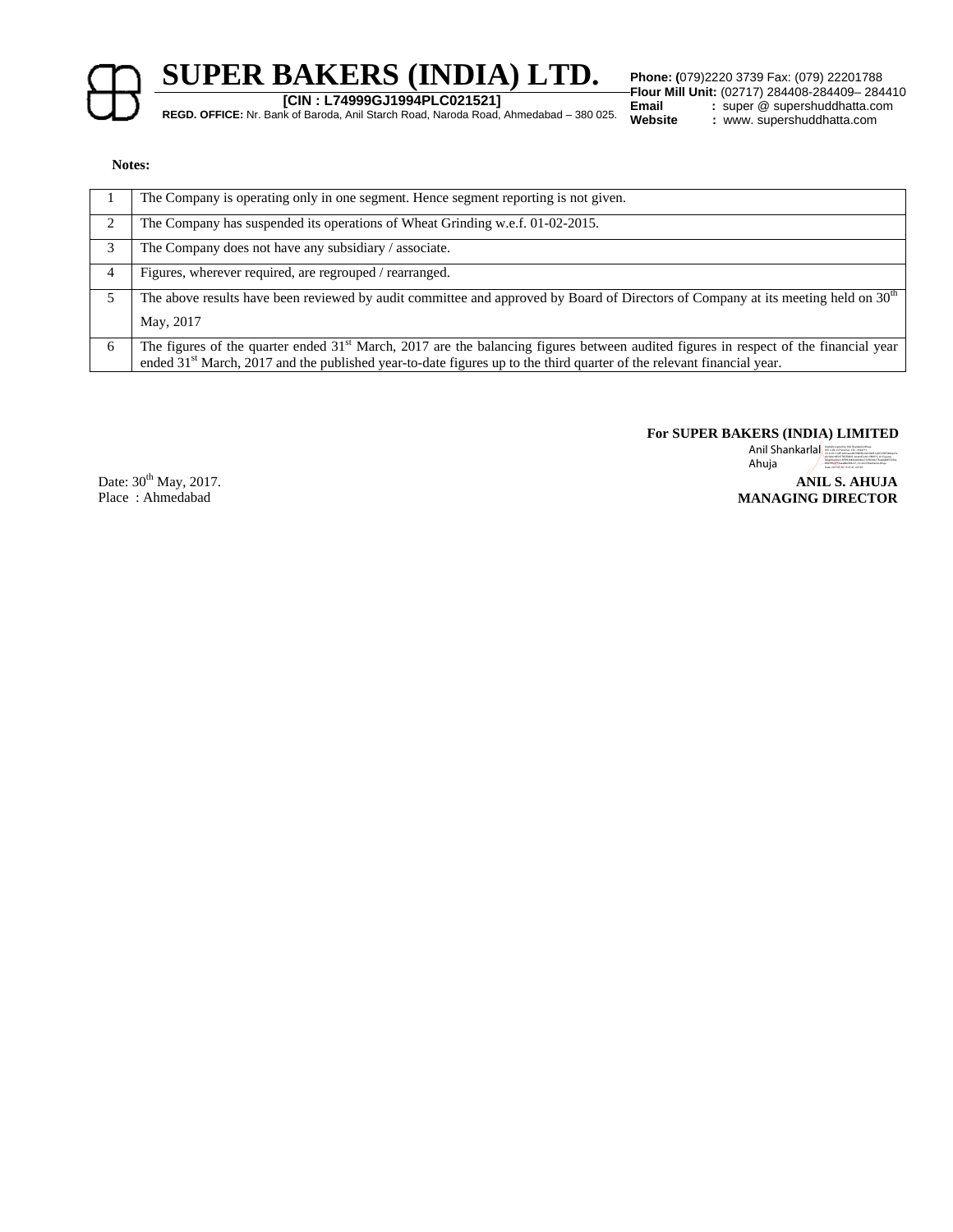**SUPER BAKERS (INDIA) LTD.**

**[CIN : L74999GJ1994PLC021521]**

**REGD. OFFICE:** Nr. Bank of Baroda, Anil Starch Road, Naroda Road, Ahmedabad – 380 025.

**Phone: (**079)2220 3739 Fax: (079) 22201788
**Flour Mill Unit:** (02717) 284408-284409– 284410
**Email** : super @ supershuddhatta.com
**Website** : www. supershuddhatta.com

**Notes:**

| | |
|---|---|
| 1 | The Company is operating only in one segment. Hence segment reporting is not given. |
| 2 | The Company has suspended its operations of Wheat Grinding w.e.f. 01-02-2015. |
| 3 | The Company does not have any subsidiary / associate. |
| 4 | Figures, wherever required, are regrouped / rearranged. |
| 5 | The above results have been reviewed by audit committee and approved by Board of Directors of Company at its meeting held on 30th May, 2017 |
| 6 | The figures of the quarter ended 31st March, 2017 are the balancing figures between audited figures in respect of the financial year ended 31st March, 2017 and the published year-to-date figures up to the third quarter of the relevant financial year. |

**For SUPER BAKERS (INDIA) LIMITED**

Anil Shankarlal Ahuja

**ANIL S. AHUJA**
**MANAGING DIRECTOR**

Date: 30th May, 2017.
Place : Ahmedabad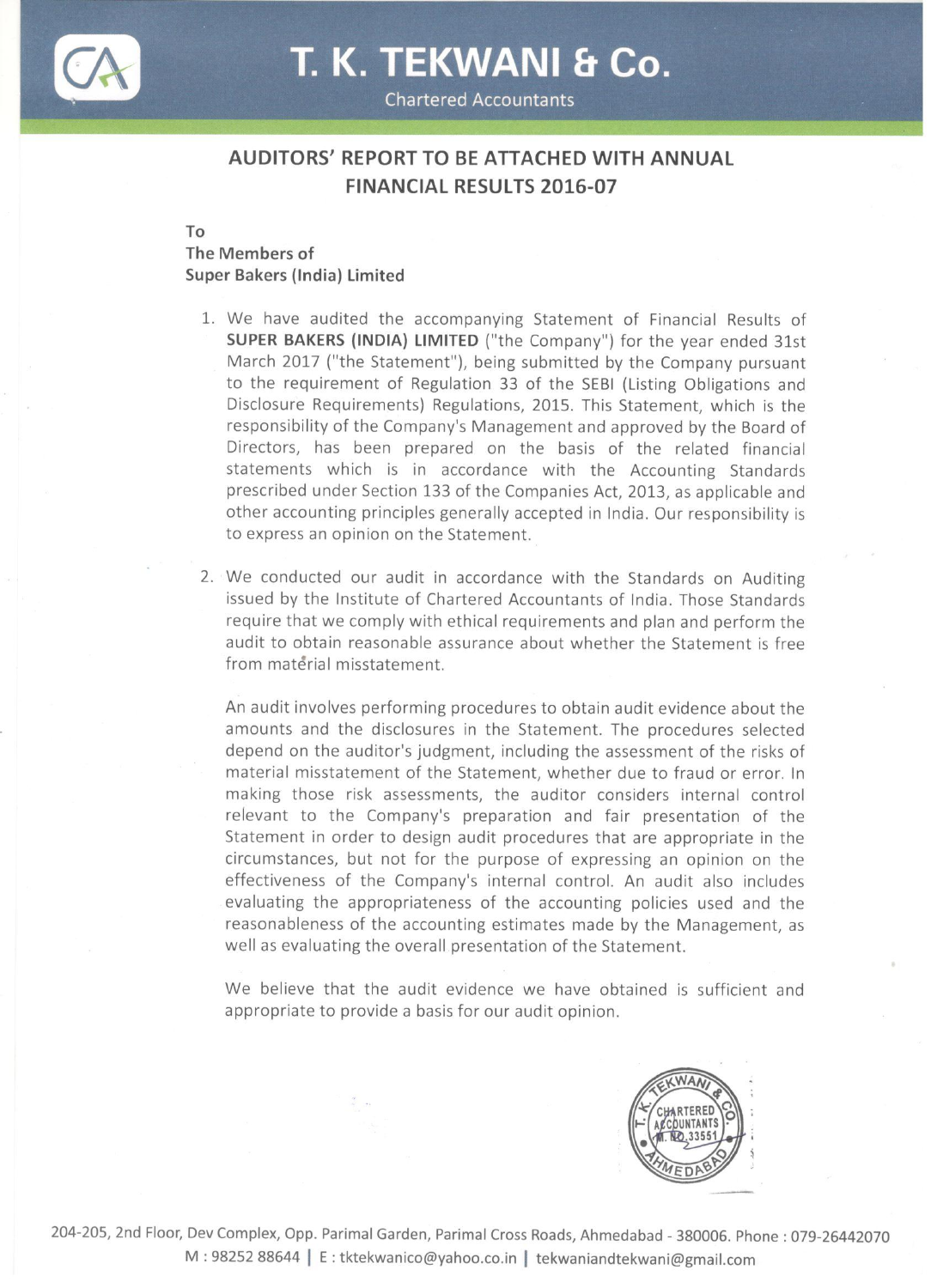# T. K. TEKWANI & Co.

Chartered Accountants

## AUDITORS' REPORT TO BE ATTACHED WITH ANNUAL FINANCIAL RESULTS 2016-07

To
The Members of
Super Bakers (India) Limited

1. We have audited the accompanying Statement of Financial Results of **SUPER BAKERS (INDIA) LIMITED** ("the Company") for the year ended 31st March 2017 ("the Statement"), being submitted by the Company pursuant to the requirement of Regulation 33 of the SEBI (Listing Obligations and Disclosure Requirements) Regulations, 2015. This Statement, which is the responsibility of the Company's Management and approved by the Board of Directors, has been prepared on the basis of the related financial statements which is in accordance with the Accounting Standards prescribed under Section 133 of the Companies Act, 2013, as applicable and other accounting principles generally accepted in India. Our responsibility is to express an opinion on the Statement.

2. We conducted our audit in accordance with the Standards on Auditing issued by the Institute of Chartered Accountants of India. Those Standards require that we comply with ethical requirements and plan and perform the audit to obtain reasonable assurance about whether the Statement is free from material misstatement.

   An audit involves performing procedures to obtain audit evidence about the amounts and the disclosures in the Statement. The procedures selected depend on the auditor's judgment, including the assessment of the risks of material misstatement of the Statement, whether due to fraud or error. In making those risk assessments, the auditor considers internal control relevant to the Company's preparation and fair presentation of the Statement in order to design audit procedures that are appropriate in the circumstances, but not for the purpose of expressing an opinion on the effectiveness of the Company's internal control. An audit also includes evaluating the appropriateness of the accounting policies used and the reasonableness of the accounting estimates made by the Management, as well as evaluating the overall presentation of the Statement.

   We believe that the audit evidence we have obtained is sufficient and appropriate to provide a basis for our audit opinion.

204-205, 2nd Floor, Dev Complex, Opp. Parimal Garden, Parimal Cross Roads, Ahmedabad - 380006. Phone : 079-26442070
M : 98252 88644 | E : tktekwanico@yahoo.co.in | tekwaniandtekwani@gmail.com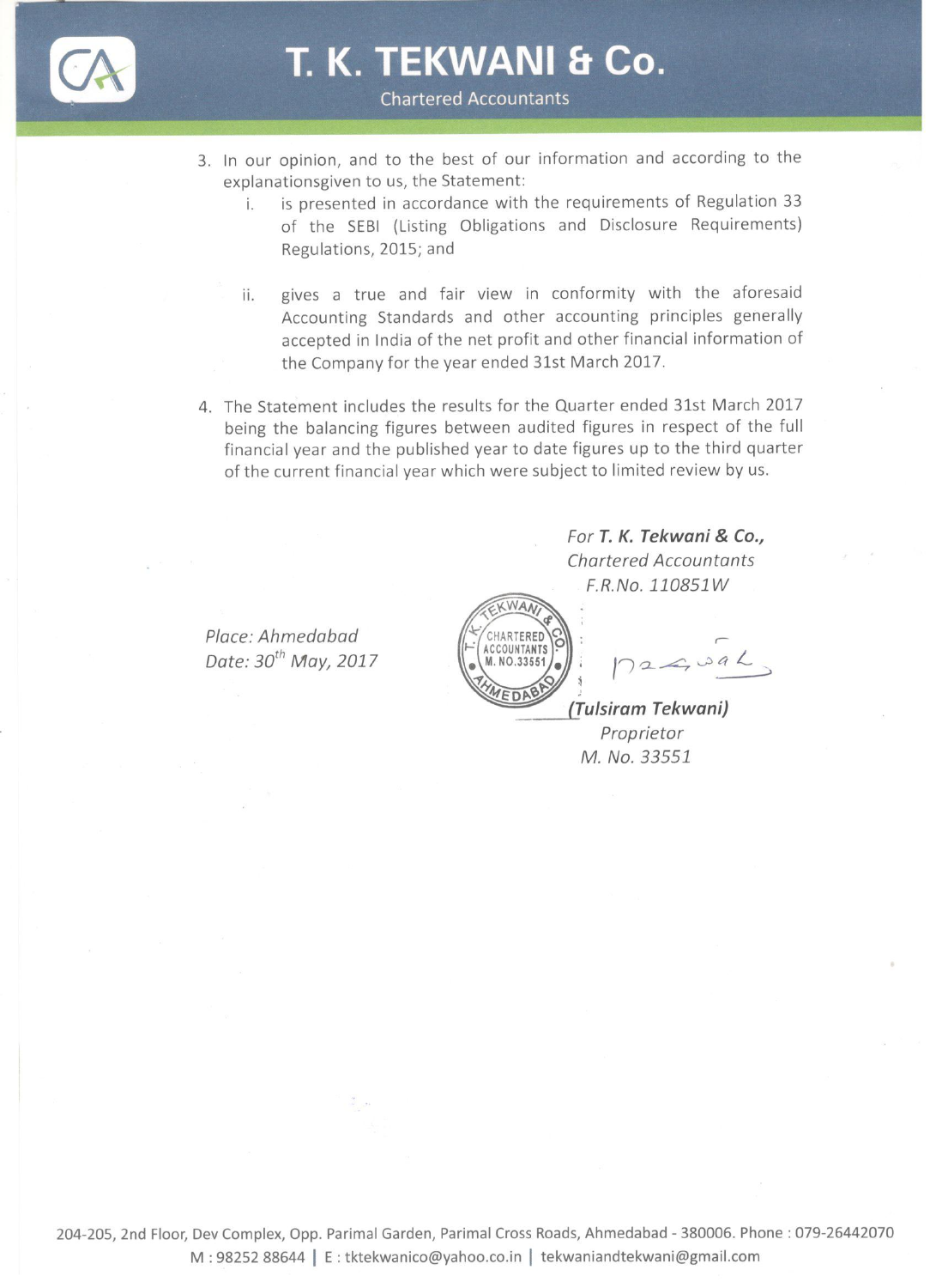3. In our opinion, and to the best of our information and according to the explanationsgiven to us, the Statement:
   i. is presented in accordance with the requirements of Regulation 33 of the SEBI (Listing Obligations and Disclosure Requirements) Regulations, 2015; and

   ii. gives a true and fair view in conformity with the aforesaid Accounting Standards and other accounting principles generally accepted in India of the net profit and other financial information of the Company for the year ended 31st March 2017.

4. The Statement includes the results for the Quarter ended 31st March 2017 being the balancing figures between audited figures in respect of the full financial year and the published year to date figures up to the third quarter of the current financial year which were subject to limited review by us.

*For **T. K. Tekwani & Co.,***
*Chartered Accountants*
*F.R.No. 110851W*

*Place: Ahmedabad*
*Date: 30th May, 2017*

***(Tulsiram Tekwani)***
*Proprietor*
*M. No. 33551*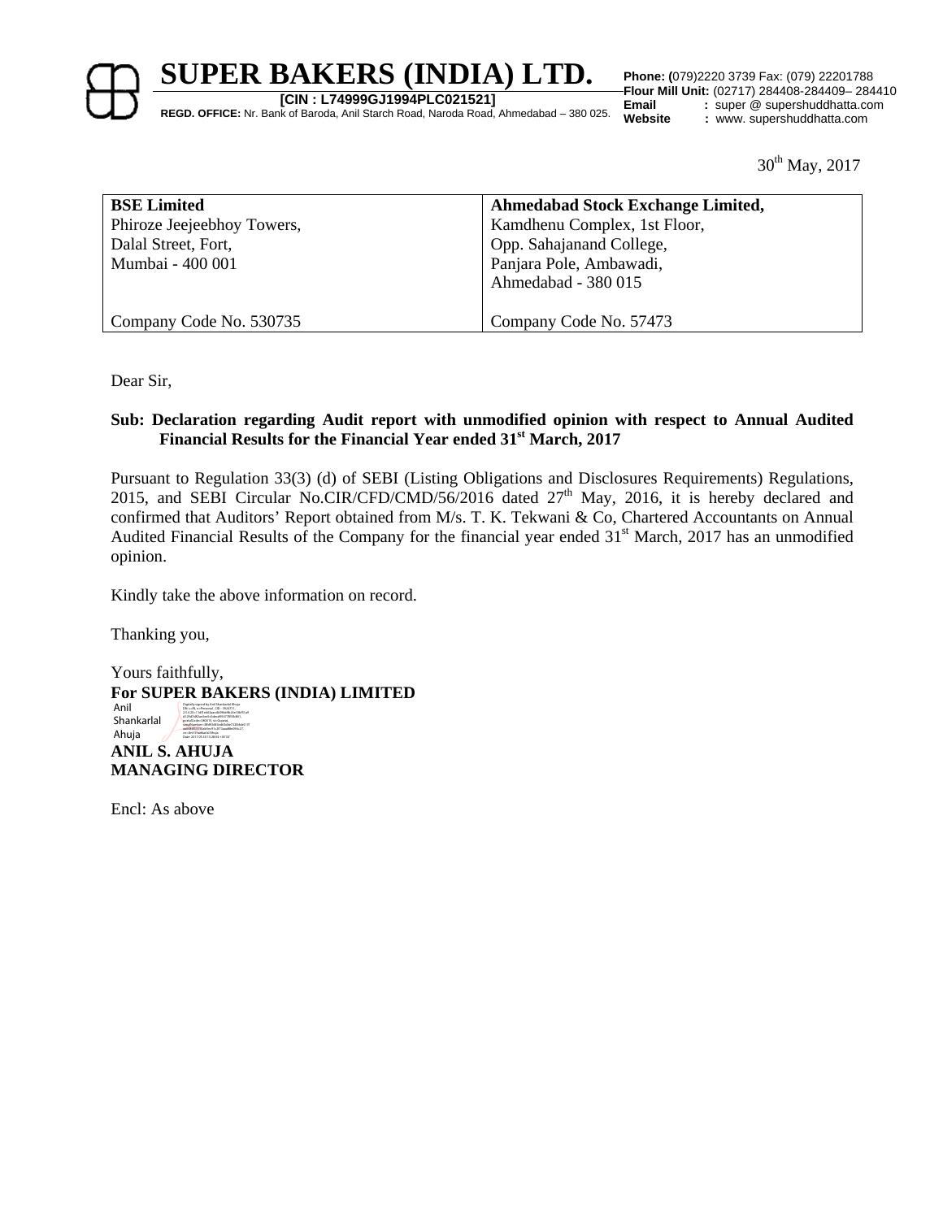# SUPER BAKERS (INDIA) LTD.

**[CIN : L74999GJ1994PLC021521]**

**REGD. OFFICE:** Nr. Bank of Baroda, Anil Starch Road, Naroda Road, Ahmedabad – 380 025.

**Phone: (**079)2220 3739 Fax: (079) 22201788
**Flour Mill Unit:** (02717) 284408-284409– 284410
**Email** : super @ supershuddhatta.com
**Website** : www. supershuddhatta.com

30th May, 2017

| | |
|---|---|
| **BSE Limited**<br>Phiroze Jeejeebhoy Towers,<br>Dalal Street, Fort,<br>Mumbai - 400 001<br><br>Company Code No. 530735 | **Ahmedabad Stock Exchange Limited,**<br>Kamdhenu Complex, 1st Floor,<br>Opp. Sahajanand College,<br>Panjara Pole, Ambawadi,<br>Ahmedabad - 380 015<br><br>Company Code No. 57473 |

Dear Sir,

**Sub: Declaration regarding Audit report with unmodified opinion with respect to Annual Audited Financial Results for the Financial Year ended 31st March, 2017**

Pursuant to Regulation 33(3) (d) of SEBI (Listing Obligations and Disclosures Requirements) Regulations, 2015, and SEBI Circular No.CIR/CFD/CMD/56/2016 dated 27th May, 2016, it is hereby declared and confirmed that Auditors' Report obtained from M/s. T. K. Tekwani & Co, Chartered Accountants on Annual Audited Financial Results of the Company for the financial year ended 31st March, 2017 has an unmodified opinion.

Kindly take the above information on record.

Thanking you,

Yours faithfully,
**For SUPER BAKERS (INDIA) LIMITED**

Anil Shankarlal Ahuja

**ANIL S. AHUJA**
**MANAGING DIRECTOR**

Encl: As above